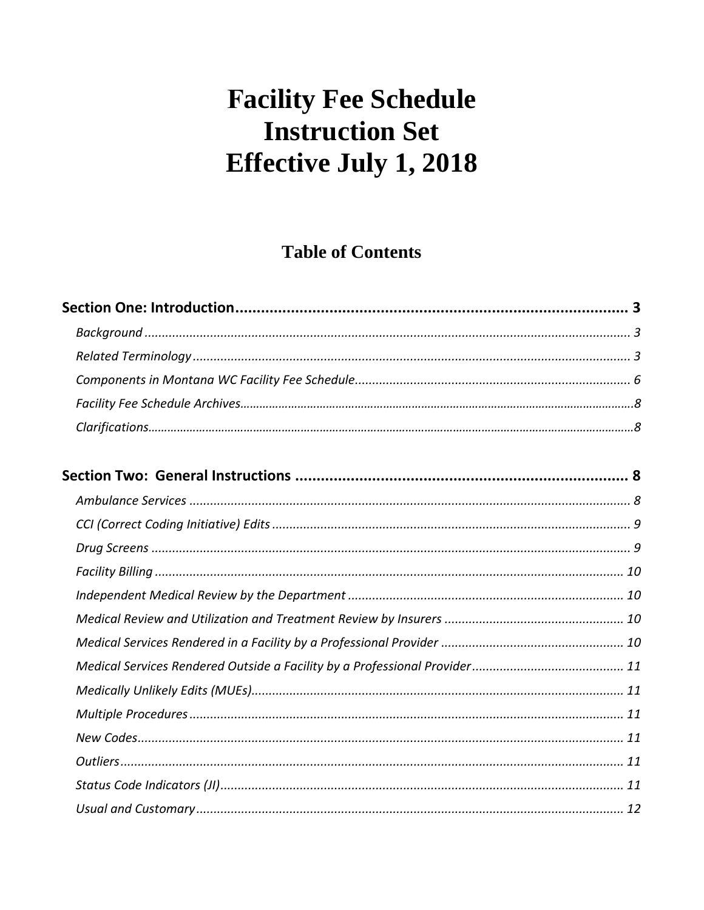# Facility Fee Schedule
# Instruction Set
# Effective July 1, 2018

## Table of Contents

**Section One: Introduction** .......... 3

*Background* .......... 3

*Related Terminology* .......... 3

*Components in Montana WC Facility Fee Schedule* .......... 6

*Facility Fee Schedule Archives* .......... 8

*Clarifications* .......... 8

**Section Two: General Instructions** .......... 8

*Ambulance Services* .......... 8

*CCI (Correct Coding Initiative) Edits* .......... 9

*Drug Screens* .......... 9

*Facility Billing* .......... 10

*Independent Medical Review by the Department* .......... 10

*Medical Review and Utilization and Treatment Review by Insurers* .......... 10

*Medical Services Rendered in a Facility by a Professional Provider* .......... 10

*Medical Services Rendered Outside a Facility by a Professional Provider* .......... 11

*Medically Unlikely Edits (MUEs)* .......... 11

*Multiple Procedures* .......... 11

*New Codes* .......... 11

*Outliers* .......... 11

*Status Code Indicators (JI)* .......... 11

*Usual and Customary* .......... 12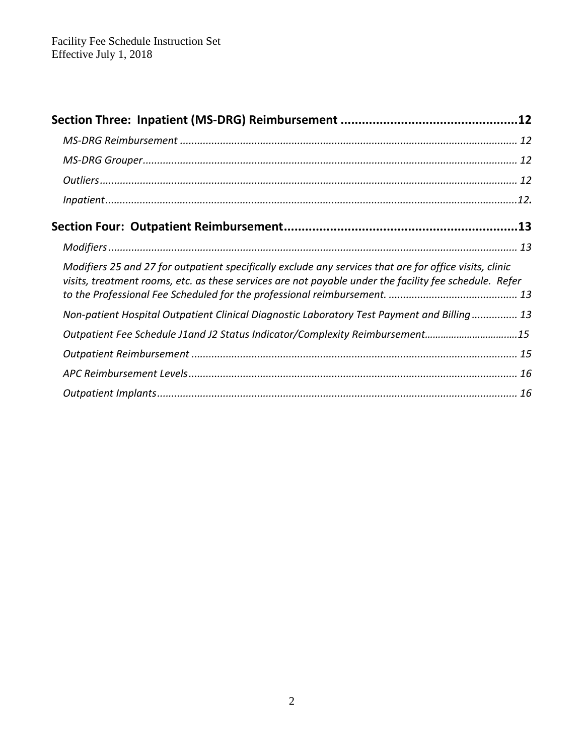**Section Three: Inpatient (MS-DRG) Reimbursement ..................................................12**

*MS-DRG Reimbursement* ..................................................................................................................... 12

*MS-DRG Grouper*................................................................................................................................. 12

*Outliers*................................................................................................................................................ 12

*Inpatient*..............................................................................................................................................12.

**Section Four: Outpatient Reimbursement...................................................................13**

*Modifiers* ............................................................................................................................................ 13

*Modifiers 25 and 27 for outpatient specifically exclude any services that are for office visits, clinic visits, treatment rooms, etc. as these services are not payable under the facility fee schedule. Refer to the Professional Fee Scheduled for the professional reimbursement.* ............................................. 13

*Non-patient Hospital Outpatient Clinical Diagnostic Laboratory Test Payment and Billing* ................ 13

*Outpatient Fee Schedule J1and J2 Status Indicator/Complexity Reimbursement*.................................15

*Outpatient Reimbursement* ................................................................................................................. 15

*APC Reimbursement Levels*................................................................................................................. 16

*Outpatient Implants*............................................................................................................................ 16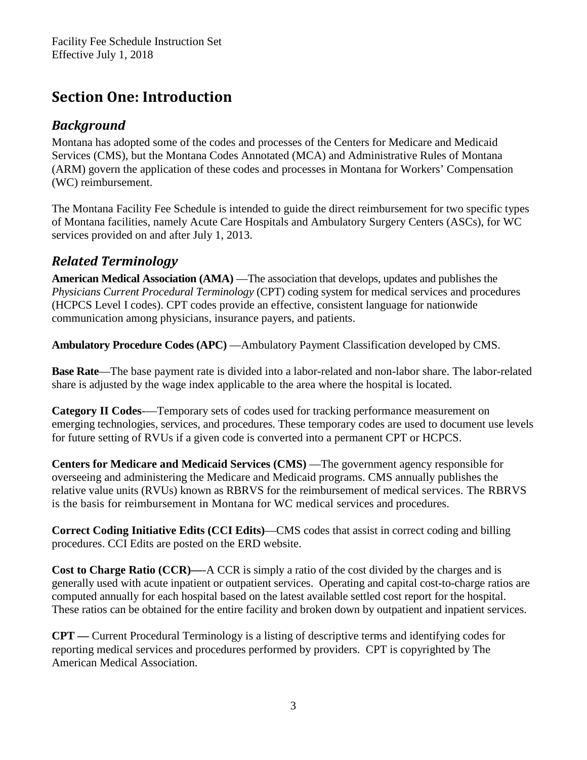# Section One: Introduction

## *Background*

Montana has adopted some of the codes and processes of the Centers for Medicare and Medicaid Services (CMS), but the Montana Codes Annotated (MCA) and Administrative Rules of Montana (ARM) govern the application of these codes and processes in Montana for Workers' Compensation (WC) reimbursement.

The Montana Facility Fee Schedule is intended to guide the direct reimbursement for two specific types of Montana facilities, namely Acute Care Hospitals and Ambulatory Surgery Centers (ASCs), for WC services provided on and after July 1, 2013.

## *Related Terminology*

**American Medical Association (AMA)** —The association that develops, updates and publishes the *Physicians Current Procedural Terminology* (CPT) coding system for medical services and procedures (HCPCS Level I codes). CPT codes provide an effective, consistent language for nationwide communication among physicians, insurance payers, and patients.

**Ambulatory Procedure Codes (APC)** —Ambulatory Payment Classification developed by CMS.

**Base Rate**—The base payment rate is divided into a labor-related and non-labor share. The labor-related share is adjusted by the wage index applicable to the area where the hospital is located.

**Category II Codes**-—Temporary sets of codes used for tracking performance measurement on emerging technologies, services, and procedures. These temporary codes are used to document use levels for future setting of RVUs if a given code is converted into a permanent CPT or HCPCS.

**Centers for Medicare and Medicaid Services (CMS)** —The government agency responsible for overseeing and administering the Medicare and Medicaid programs. CMS annually publishes the relative value units (RVUs) known as RBRVS for the reimbursement of medical services. The RBRVS is the basis for reimbursement in Montana for WC medical services and procedures.

**Correct Coding Initiative Edits (CCI Edits)**—CMS codes that assist in correct coding and billing procedures. CCI Edits are posted on the ERD website.

**Cost to Charge Ratio (CCR)—**-A CCR is simply a ratio of the cost divided by the charges and is generally used with acute inpatient or outpatient services. Operating and capital cost-to-charge ratios are computed annually for each hospital based on the latest available settled cost report for the hospital. These ratios can be obtained for the entire facility and broken down by outpatient and inpatient services.

**CPT —** Current Procedural Terminology is a listing of descriptive terms and identifying codes for reporting medical services and procedures performed by providers. CPT is copyrighted by The American Medical Association.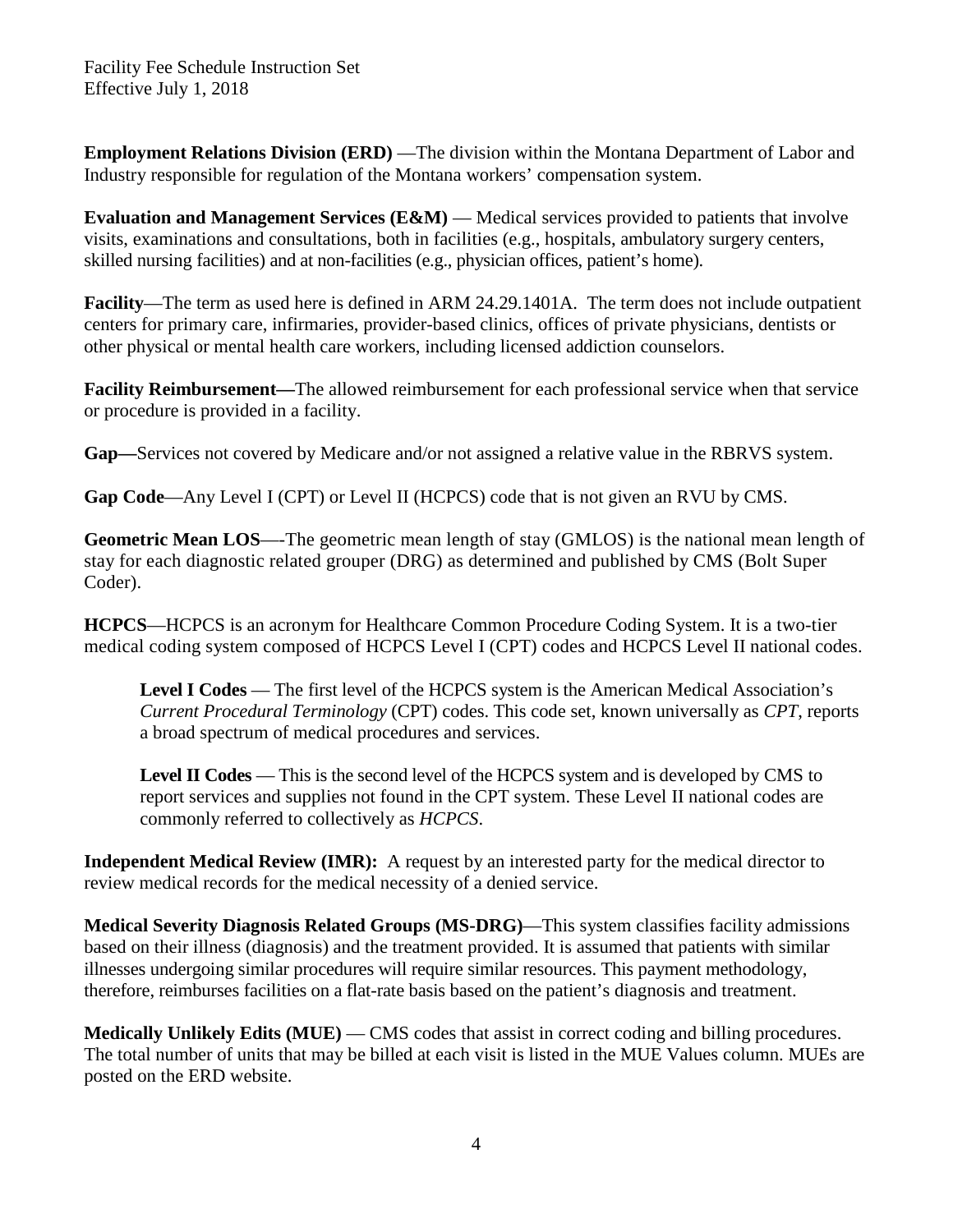**Employment Relations Division (ERD)** —The division within the Montana Department of Labor and Industry responsible for regulation of the Montana workers' compensation system.

**Evaluation and Management Services (E&M)** — Medical services provided to patients that involve visits, examinations and consultations, both in facilities (e.g., hospitals, ambulatory surgery centers, skilled nursing facilities) and at non-facilities (e.g., physician offices, patient's home).

**Facility**—The term as used here is defined in ARM 24.29.1401A. The term does not include outpatient centers for primary care, infirmaries, provider-based clinics, offices of private physicians, dentists or other physical or mental health care workers, including licensed addiction counselors.

**Facility Reimbursement—**The allowed reimbursement for each professional service when that service or procedure is provided in a facility.

**Gap—**Services not covered by Medicare and/or not assigned a relative value in the RBRVS system.

**Gap Code**—Any Level I (CPT) or Level II (HCPCS) code that is not given an RVU by CMS.

**Geometric Mean LOS**—-The geometric mean length of stay (GMLOS) is the national mean length of stay for each diagnostic related grouper (DRG) as determined and published by CMS (Bolt Super Coder).

**HCPCS**—HCPCS is an acronym for Healthcare Common Procedure Coding System. It is a two-tier medical coding system composed of HCPCS Level I (CPT) codes and HCPCS Level II national codes.

> **Level I Codes** — The first level of the HCPCS system is the American Medical Association's *Current Procedural Terminology* (CPT) codes. This code set, known universally as *CPT*, reports a broad spectrum of medical procedures and services.
>
> **Level II Codes** — This is the second level of the HCPCS system and is developed by CMS to report services and supplies not found in the CPT system. These Level II national codes are commonly referred to collectively as *HCPCS*.

**Independent Medical Review (IMR):** A request by an interested party for the medical director to review medical records for the medical necessity of a denied service.

**Medical Severity Diagnosis Related Groups (MS-DRG)**—This system classifies facility admissions based on their illness (diagnosis) and the treatment provided. It is assumed that patients with similar illnesses undergoing similar procedures will require similar resources. This payment methodology, therefore, reimburses facilities on a flat-rate basis based on the patient's diagnosis and treatment.

**Medically Unlikely Edits (MUE)** — CMS codes that assist in correct coding and billing procedures. The total number of units that may be billed at each visit is listed in the MUE Values column. MUEs are posted on the ERD website.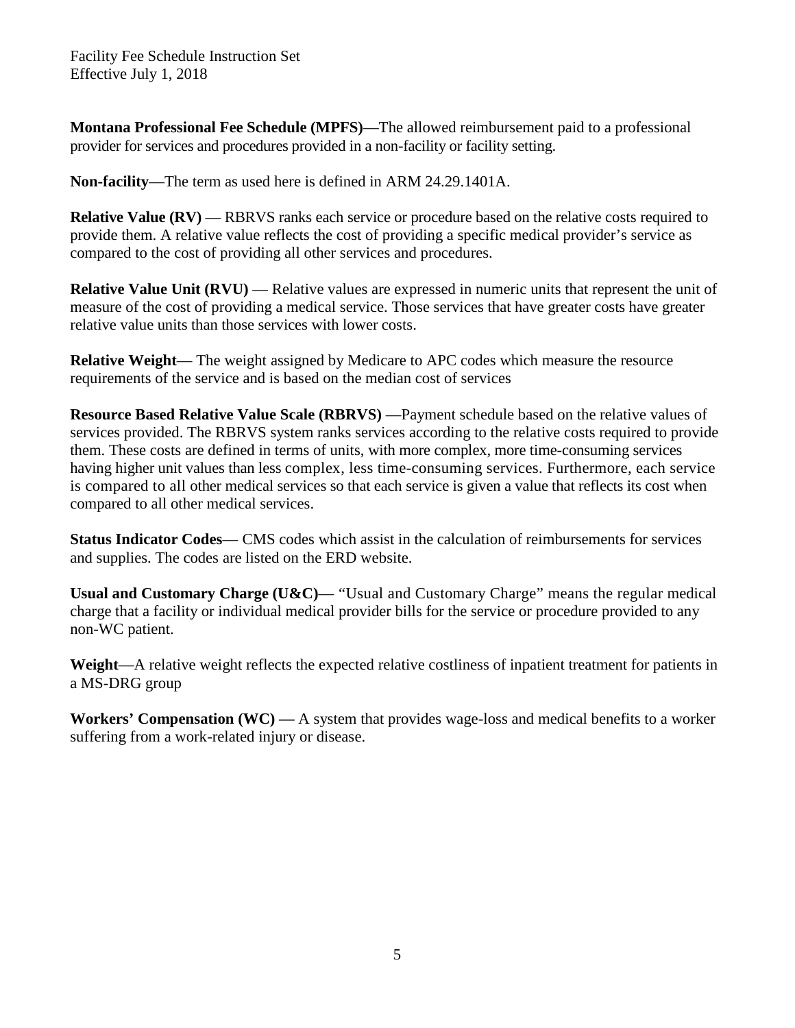**Montana Professional Fee Schedule (MPFS)**—The allowed reimbursement paid to a professional provider for services and procedures provided in a non-facility or facility setting.

**Non-facility**—The term as used here is defined in ARM 24.29.1401A.

**Relative Value (RV)** — RBRVS ranks each service or procedure based on the relative costs required to provide them. A relative value reflects the cost of providing a specific medical provider's service as compared to the cost of providing all other services and procedures.

**Relative Value Unit (RVU)** — Relative values are expressed in numeric units that represent the unit of measure of the cost of providing a medical service. Those services that have greater costs have greater relative value units than those services with lower costs.

**Relative Weight**— The weight assigned by Medicare to APC codes which measure the resource requirements of the service and is based on the median cost of services

**Resource Based Relative Value Scale (RBRVS)** —Payment schedule based on the relative values of services provided. The RBRVS system ranks services according to the relative costs required to provide them. These costs are defined in terms of units, with more complex, more time-consuming services having higher unit values than less complex, less time-consuming services. Furthermore, each service is compared to all other medical services so that each service is given a value that reflects its cost when compared to all other medical services.

**Status Indicator Codes**— CMS codes which assist in the calculation of reimbursements for services and supplies. The codes are listed on the ERD website.

**Usual and Customary Charge (U&C)**— "Usual and Customary Charge" means the regular medical charge that a facility or individual medical provider bills for the service or procedure provided to any non-WC patient.

**Weight**—A relative weight reflects the expected relative costliness of inpatient treatment for patients in a MS-DRG group

**Workers' Compensation (WC) —** A system that provides wage-loss and medical benefits to a worker suffering from a work-related injury or disease.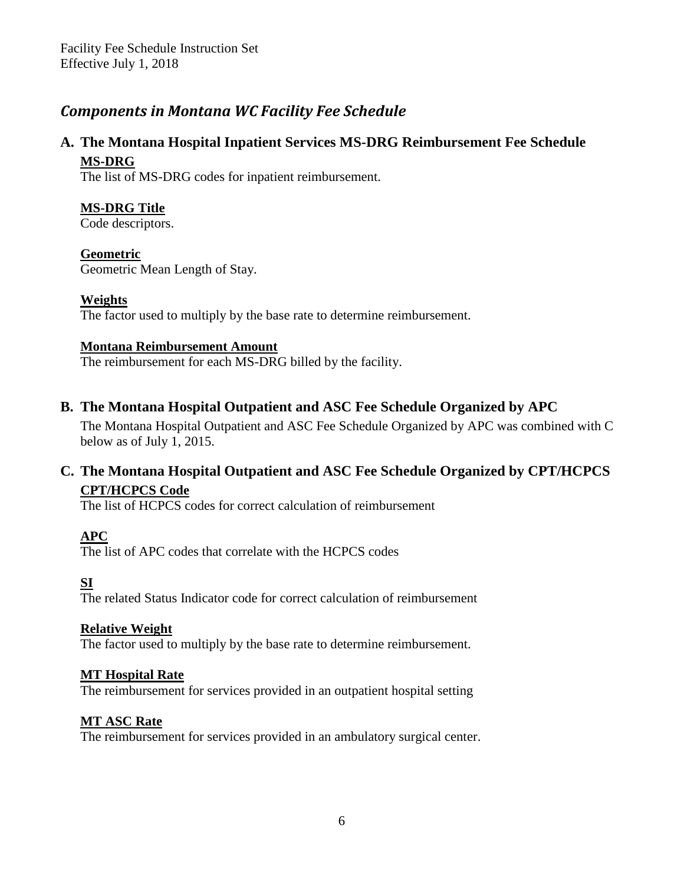## *Components in Montana WC Facility Fee Schedule*

### A. The Montana Hospital Inpatient Services MS-DRG Reimbursement Fee Schedule

**MS-DRG**

The list of MS-DRG codes for inpatient reimbursement.

**MS-DRG Title**

Code descriptors.

**Geometric**

Geometric Mean Length of Stay.

**Weights**

The factor used to multiply by the base rate to determine reimbursement.

**Montana Reimbursement Amount**

The reimbursement for each MS-DRG billed by the facility.

### B. The Montana Hospital Outpatient and ASC Fee Schedule Organized by APC

The Montana Hospital Outpatient and ASC Fee Schedule Organized by APC was combined with C below as of July 1, 2015.

### C. The Montana Hospital Outpatient and ASC Fee Schedule Organized by CPT/HCPCS

**CPT/HCPCS Code**

The list of HCPCS codes for correct calculation of reimbursement

**APC**

The list of APC codes that correlate with the HCPCS codes

**SI**

The related Status Indicator code for correct calculation of reimbursement

**Relative Weight**

The factor used to multiply by the base rate to determine reimbursement.

**MT Hospital Rate**

The reimbursement for services provided in an outpatient hospital setting

**MT ASC Rate**

The reimbursement for services provided in an ambulatory surgical center.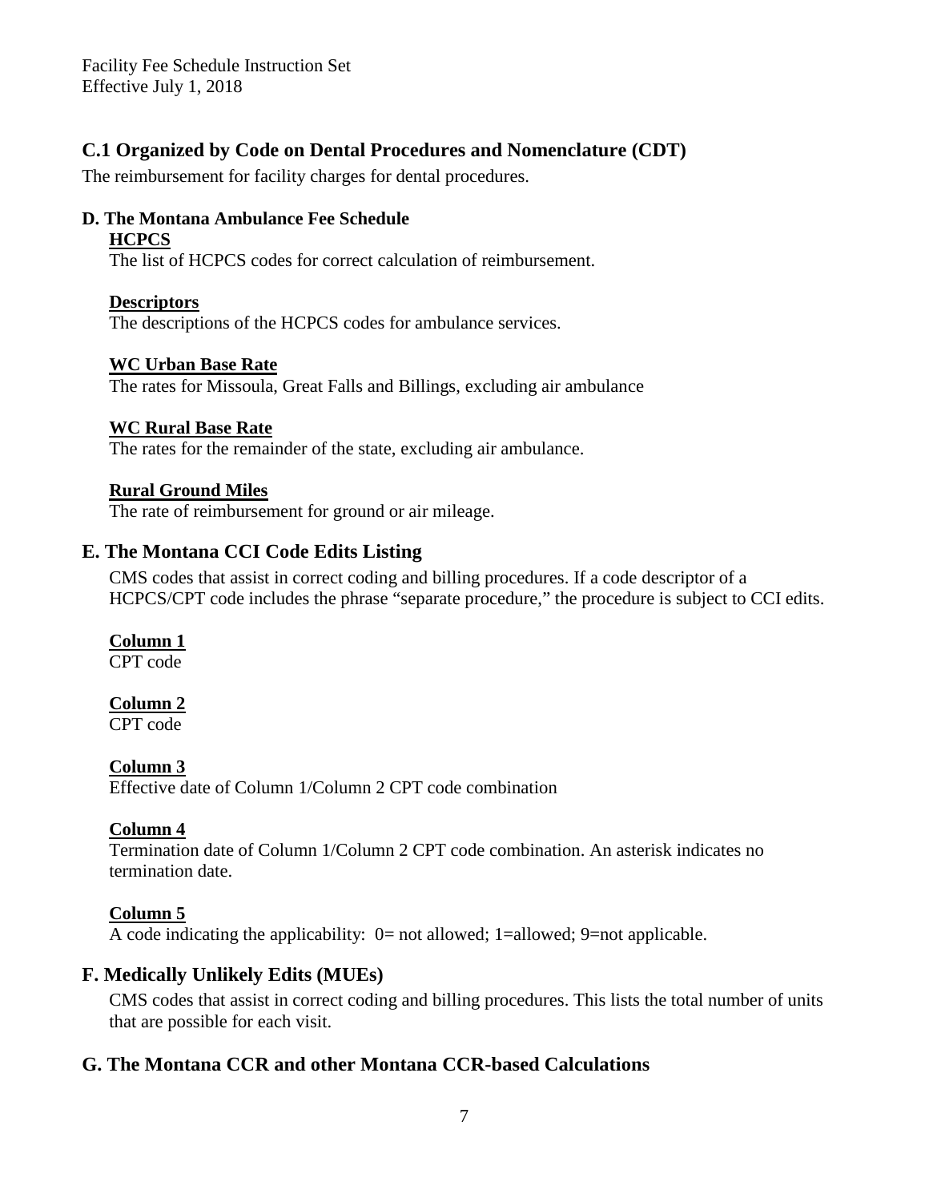## C.1 Organized by Code on Dental Procedures and Nomenclature (CDT)

The reimbursement for facility charges for dental procedures.

### D. The Montana Ambulance Fee Schedule

**HCPCS**

The list of HCPCS codes for correct calculation of reimbursement.

**Descriptors**

The descriptions of the HCPCS codes for ambulance services.

**WC Urban Base Rate**

The rates for Missoula, Great Falls and Billings, excluding air ambulance

**WC Rural Base Rate**

The rates for the remainder of the state, excluding air ambulance.

**Rural Ground Miles**

The rate of reimbursement for ground or air mileage.

## E. The Montana CCI Code Edits Listing

CMS codes that assist in correct coding and billing procedures. If a code descriptor of a HCPCS/CPT code includes the phrase "separate procedure," the procedure is subject to CCI edits.

**Column 1**

CPT code

**Column 2**

CPT code

**Column 3**

Effective date of Column 1/Column 2 CPT code combination

**Column 4**

Termination date of Column 1/Column 2 CPT code combination. An asterisk indicates no termination date.

**Column 5**

A code indicating the applicability: 0= not allowed; 1=allowed; 9=not applicable.

## F. Medically Unlikely Edits (MUEs)

CMS codes that assist in correct coding and billing procedures. This lists the total number of units that are possible for each visit.

## G. The Montana CCR and other Montana CCR-based Calculations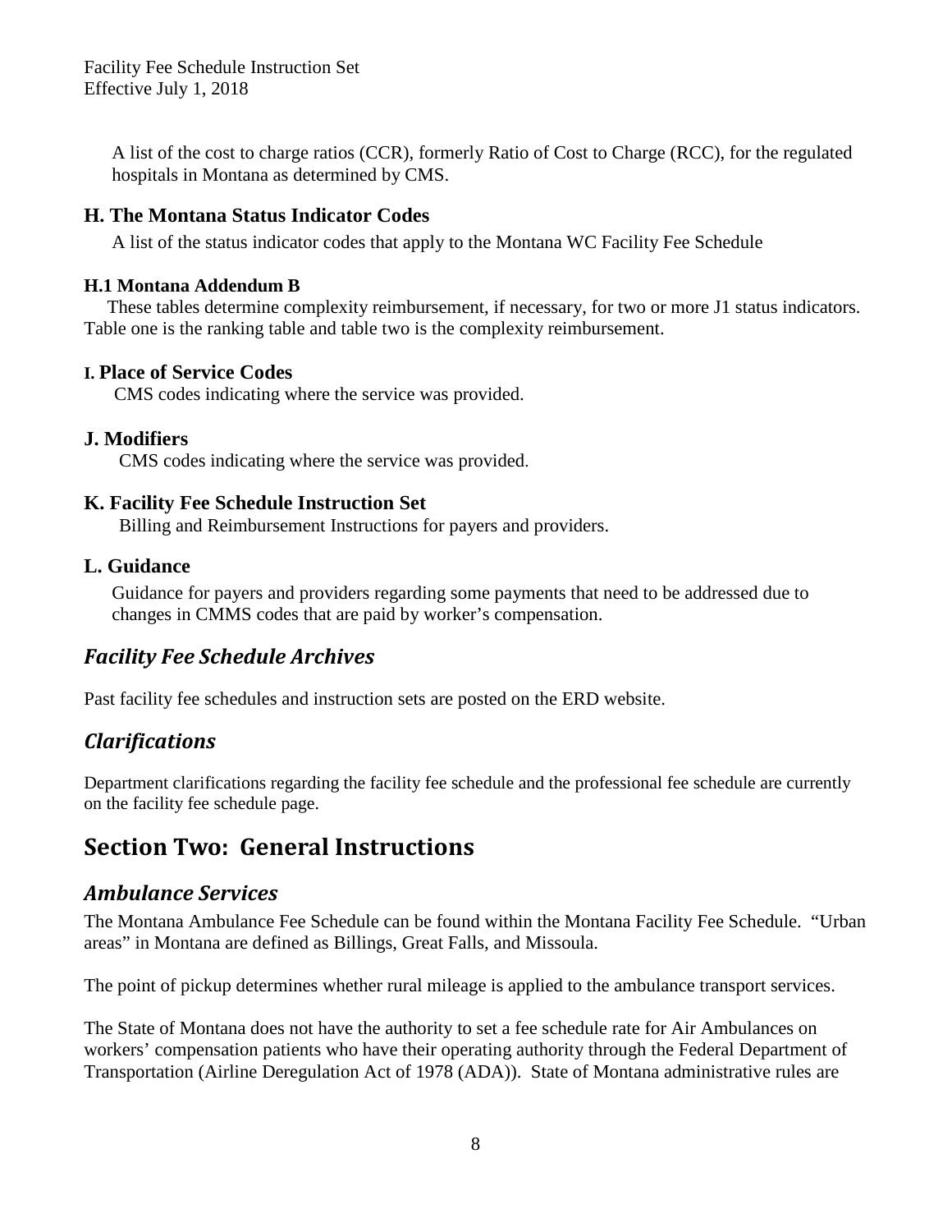A list of the cost to charge ratios (CCR), formerly Ratio of Cost to Charge (RCC), for the regulated hospitals in Montana as determined by CMS.

### H. The Montana Status Indicator Codes

A list of the status indicator codes that apply to the Montana WC Facility Fee Schedule

#### H.1 Montana Addendum B

These tables determine complexity reimbursement, if necessary, for two or more J1 status indicators. Table one is the ranking table and table two is the complexity reimbursement.

### I. Place of Service Codes

CMS codes indicating where the service was provided.

### J. Modifiers

CMS codes indicating where the service was provided.

### K. Facility Fee Schedule Instruction Set

Billing and Reimbursement Instructions for payers and providers.

### L. Guidance

Guidance for payers and providers regarding some payments that need to be addressed due to changes in CMMS codes that are paid by worker's compensation.

## *Facility Fee Schedule Archives*

Past facility fee schedules and instruction sets are posted on the ERD website.

## *Clarifications*

Department clarifications regarding the facility fee schedule and the professional fee schedule are currently on the facility fee schedule page.

# Section Two: General Instructions

## *Ambulance Services*

The Montana Ambulance Fee Schedule can be found within the Montana Facility Fee Schedule. "Urban areas" in Montana are defined as Billings, Great Falls, and Missoula.

The point of pickup determines whether rural mileage is applied to the ambulance transport services.

The State of Montana does not have the authority to set a fee schedule rate for Air Ambulances on workers' compensation patients who have their operating authority through the Federal Department of Transportation (Airline Deregulation Act of 1978 (ADA)). State of Montana administrative rules are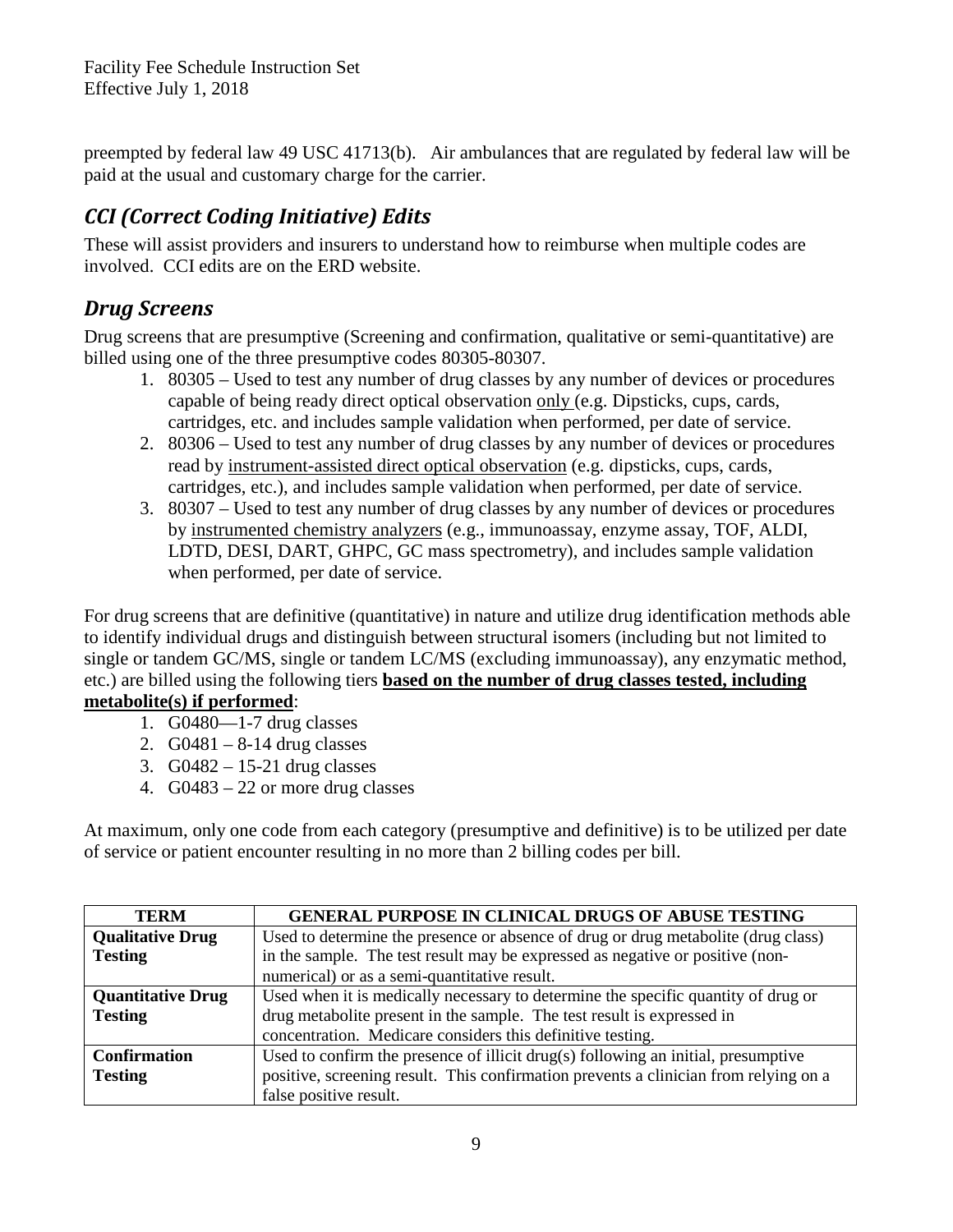preempted by federal law 49 USC 41713(b). Air ambulances that are regulated by federal law will be paid at the usual and customary charge for the carrier.

## *CCI (Correct Coding Initiative) Edits*

These will assist providers and insurers to understand how to reimburse when multiple codes are involved. CCI edits are on the ERD website.

## *Drug Screens*

Drug screens that are presumptive (Screening and confirmation, qualitative or semi-quantitative) are billed using one of the three presumptive codes 80305-80307.

1. 80305 – Used to test any number of drug classes by any number of devices or procedures capable of being ready direct optical observation only (e.g. Dipsticks, cups, cards, cartridges, etc. and includes sample validation when performed, per date of service.
2. 80306 – Used to test any number of drug classes by any number of devices or procedures read by instrument-assisted direct optical observation (e.g. dipsticks, cups, cards, cartridges, etc.), and includes sample validation when performed, per date of service.
3. 80307 – Used to test any number of drug classes by any number of devices or procedures by instrumented chemistry analyzers (e.g., immunoassay, enzyme assay, TOF, ALDI, LDTD, DESI, DART, GHPC, GC mass spectrometry), and includes sample validation when performed, per date of service.

For drug screens that are definitive (quantitative) in nature and utilize drug identification methods able to identify individual drugs and distinguish between structural isomers (including but not limited to single or tandem GC/MS, single or tandem LC/MS (excluding immunoassay), any enzymatic method, etc.) are billed using the following tiers **based on the number of drug classes tested, including metabolite(s) if performed**:

1. G0480—1-7 drug classes
2. G0481 – 8-14 drug classes
3. G0482 – 15-21 drug classes
4. G0483 – 22 or more drug classes

At maximum, only one code from each category (presumptive and definitive) is to be utilized per date of service or patient encounter resulting in no more than 2 billing codes per bill.

| TERM | GENERAL PURPOSE IN CLINICAL DRUGS OF ABUSE TESTING |
|---|---|
| **Qualitative Drug Testing** | Used to determine the presence or absence of drug or drug metabolite (drug class) in the sample. The test result may be expressed as negative or positive (non-numerical) or as a semi-quantitative result. |
| **Quantitative Drug Testing** | Used when it is medically necessary to determine the specific quantity of drug or drug metabolite present in the sample. The test result is expressed in concentration. Medicare considers this definitive testing. |
| **Confirmation Testing** | Used to confirm the presence of illicit drug(s) following an initial, presumptive positive, screening result. This confirmation prevents a clinician from relying on a false positive result. |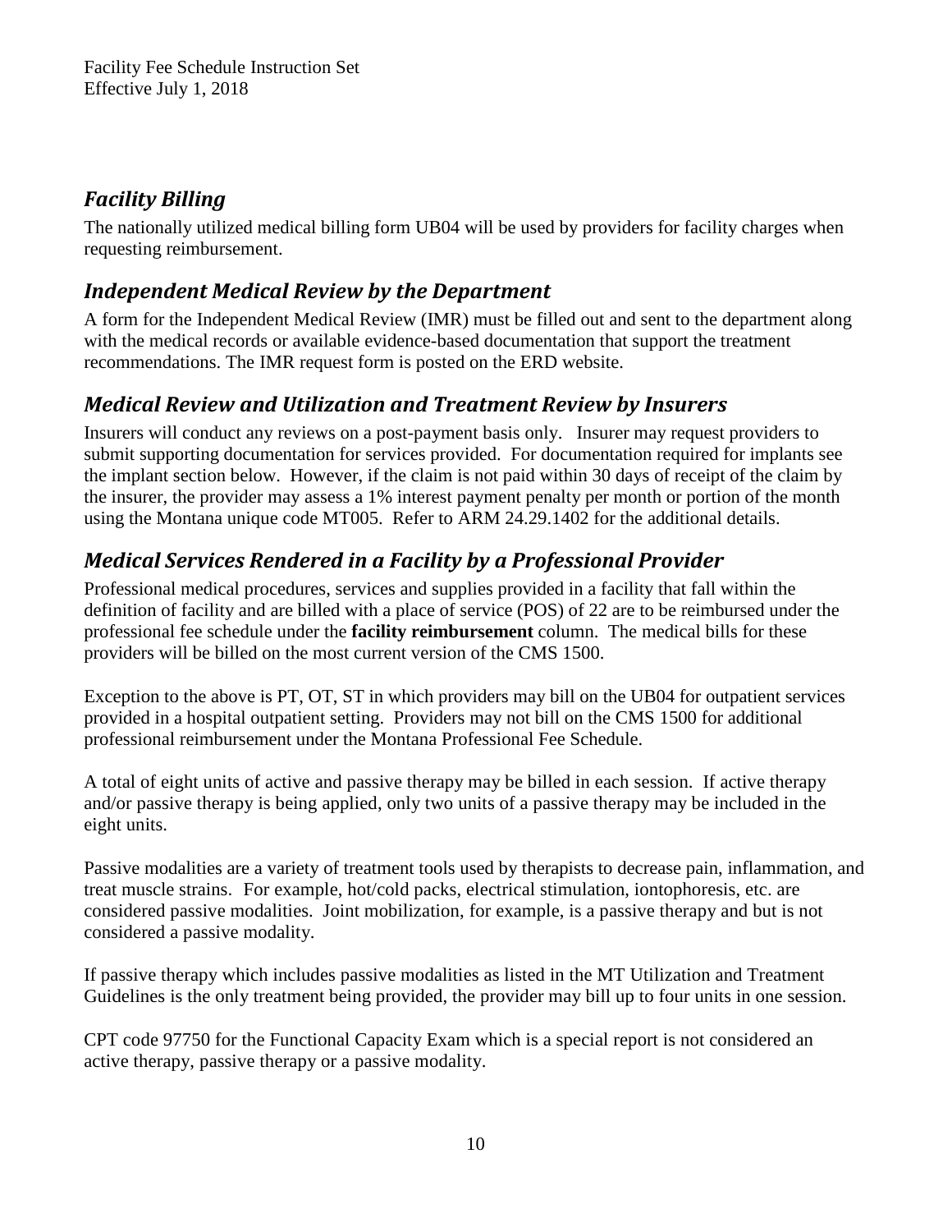## *Facility Billing*

The nationally utilized medical billing form UB04 will be used by providers for facility charges when requesting reimbursement.

## *Independent Medical Review by the Department*

A form for the Independent Medical Review (IMR) must be filled out and sent to the department along with the medical records or available evidence-based documentation that support the treatment recommendations. The IMR request form is posted on the ERD website.

## *Medical Review and Utilization and Treatment Review by Insurers*

Insurers will conduct any reviews on a post-payment basis only. Insurer may request providers to submit supporting documentation for services provided. For documentation required for implants see the implant section below. However, if the claim is not paid within 30 days of receipt of the claim by the insurer, the provider may assess a 1% interest payment penalty per month or portion of the month using the Montana unique code MT005. Refer to ARM 24.29.1402 for the additional details.

## *Medical Services Rendered in a Facility by a Professional Provider*

Professional medical procedures, services and supplies provided in a facility that fall within the definition of facility and are billed with a place of service (POS) of 22 are to be reimbursed under the professional fee schedule under the **facility reimbursement** column. The medical bills for these providers will be billed on the most current version of the CMS 1500.

Exception to the above is PT, OT, ST in which providers may bill on the UB04 for outpatient services provided in a hospital outpatient setting. Providers may not bill on the CMS 1500 for additional professional reimbursement under the Montana Professional Fee Schedule.

A total of eight units of active and passive therapy may be billed in each session. If active therapy and/or passive therapy is being applied, only two units of a passive therapy may be included in the eight units.

Passive modalities are a variety of treatment tools used by therapists to decrease pain, inflammation, and treat muscle strains. For example, hot/cold packs, electrical stimulation, iontophoresis, etc. are considered passive modalities. Joint mobilization, for example, is a passive therapy and but is not considered a passive modality.

If passive therapy which includes passive modalities as listed in the MT Utilization and Treatment Guidelines is the only treatment being provided, the provider may bill up to four units in one session.

CPT code 97750 for the Functional Capacity Exam which is a special report is not considered an active therapy, passive therapy or a passive modality.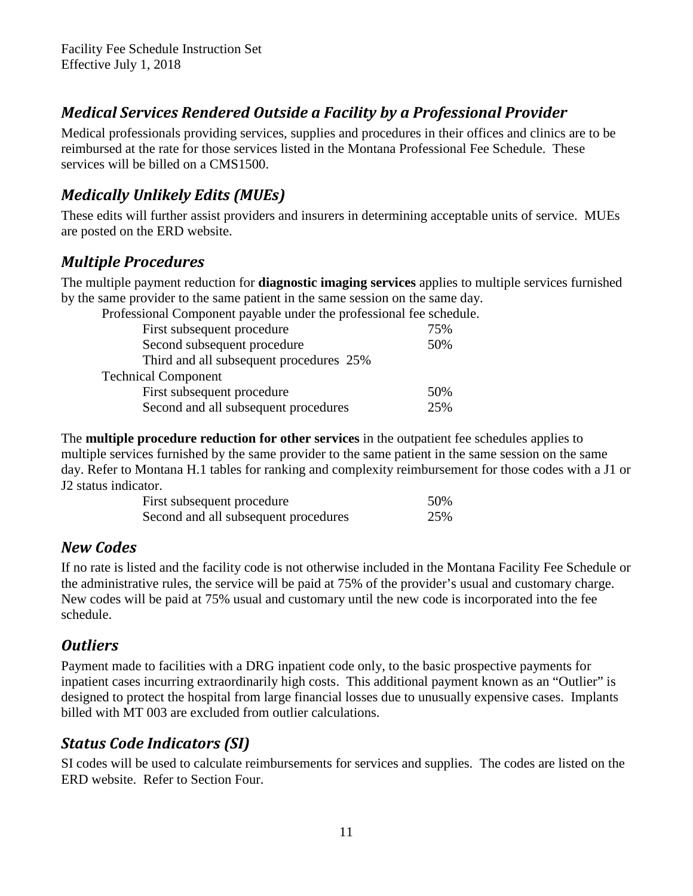## *Medical Services Rendered Outside a Facility by a Professional Provider*

Medical professionals providing services, supplies and procedures in their offices and clinics are to be reimbursed at the rate for those services listed in the Montana Professional Fee Schedule. These services will be billed on a CMS1500.

## *Medically Unlikely Edits (MUEs)*

These edits will further assist providers and insurers in determining acceptable units of service. MUEs are posted on the ERD website.

## *Multiple Procedures*

The multiple payment reduction for **diagnostic imaging services** applies to multiple services furnished by the same provider to the same patient in the same session on the same day.

Professional Component payable under the professional fee schedule.

| | |
|---|---|
| First subsequent procedure | 75% |
| Second subsequent procedure | 50% |
| Third and all subsequent procedures | 25% |

Technical Component

| | |
|---|---|
| First subsequent procedure | 50% |
| Second and all subsequent procedures | 25% |

The **multiple procedure reduction for other services** in the outpatient fee schedules applies to multiple services furnished by the same provider to the same patient in the same session on the same day. Refer to Montana H.1 tables for ranking and complexity reimbursement for those codes with a J1 or J2 status indicator.

| | |
|---|---|
| First subsequent procedure | 50% |
| Second and all subsequent procedures | 25% |

## *New Codes*

If no rate is listed and the facility code is not otherwise included in the Montana Facility Fee Schedule or the administrative rules, the service will be paid at 75% of the provider's usual and customary charge. New codes will be paid at 75% usual and customary until the new code is incorporated into the fee schedule.

## *Outliers*

Payment made to facilities with a DRG inpatient code only, to the basic prospective payments for inpatient cases incurring extraordinarily high costs. This additional payment known as an "Outlier" is designed to protect the hospital from large financial losses due to unusually expensive cases. Implants billed with MT 003 are excluded from outlier calculations.

## *Status Code Indicators (SI)*

SI codes will be used to calculate reimbursements for services and supplies. The codes are listed on the ERD website. Refer to Section Four.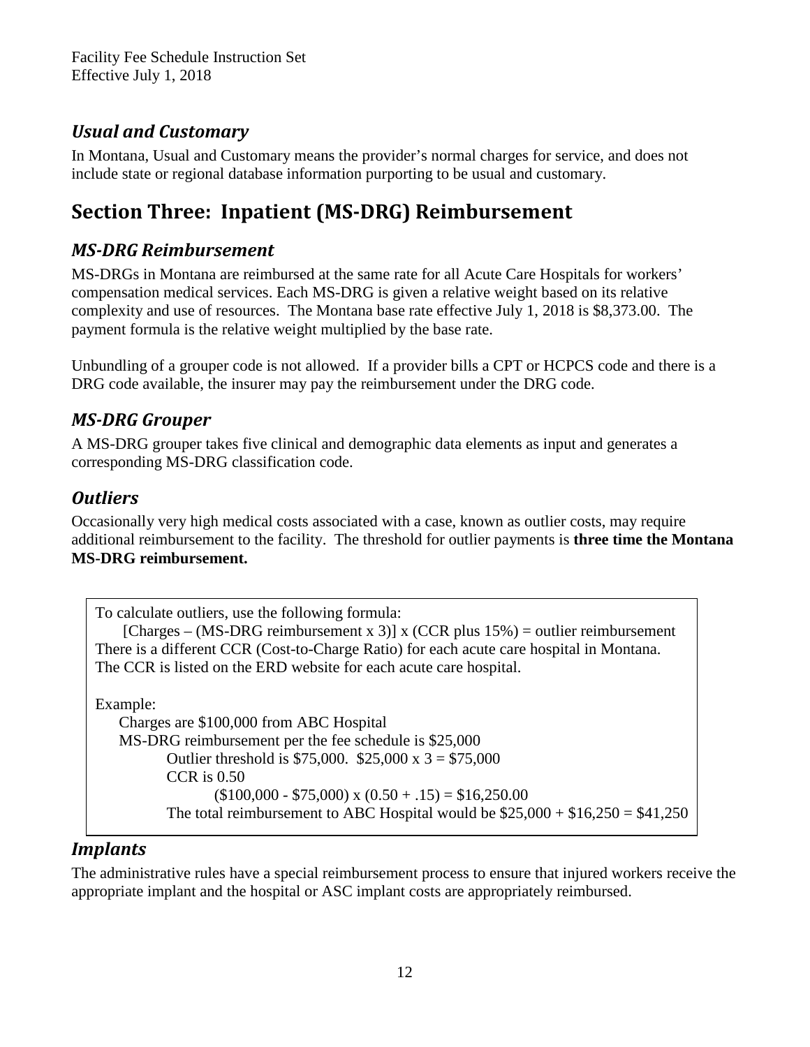### *Usual and Customary*

In Montana, Usual and Customary means the provider's normal charges for service, and does not include state or regional database information purporting to be usual and customary.

## Section Three: Inpatient (MS-DRG) Reimbursement

### *MS-DRG Reimbursement*

MS-DRGs in Montana are reimbursed at the same rate for all Acute Care Hospitals for workers' compensation medical services. Each MS-DRG is given a relative weight based on its relative complexity and use of resources. The Montana base rate effective July 1, 2018 is $8,373.00. The payment formula is the relative weight multiplied by the base rate.

Unbundling of a grouper code is not allowed. If a provider bills a CPT or HCPCS code and there is a DRG code available, the insurer may pay the reimbursement under the DRG code.

### *MS-DRG Grouper*

A MS-DRG grouper takes five clinical and demographic data elements as input and generates a corresponding MS-DRG classification code.

### *Outliers*

Occasionally very high medical costs associated with a case, known as outlier costs, may require additional reimbursement to the facility. The threshold for outlier payments is **three time the Montana MS-DRG reimbursement.**

To calculate outliers, use the following formula:

[Charges – (MS-DRG reimbursement x 3)] x (CCR plus 15%) = outlier reimbursement

There is a different CCR (Cost-to-Charge Ratio) for each acute care hospital in Montana. The CCR is listed on the ERD website for each acute care hospital.

Example:

Charges are $100,000 from ABC Hospital

MS-DRG reimbursement per the fee schedule is $25,000

Outlier threshold is $75,000. $25,000 x 3 = $75,000

CCR is 0.50

($100,000 - $75,000) x (0.50 + .15) = $16,250.00

The total reimbursement to ABC Hospital would be $25,000 + $16,250 = $41,250

### *Implants*

The administrative rules have a special reimbursement process to ensure that injured workers receive the appropriate implant and the hospital or ASC implant costs are appropriately reimbursed.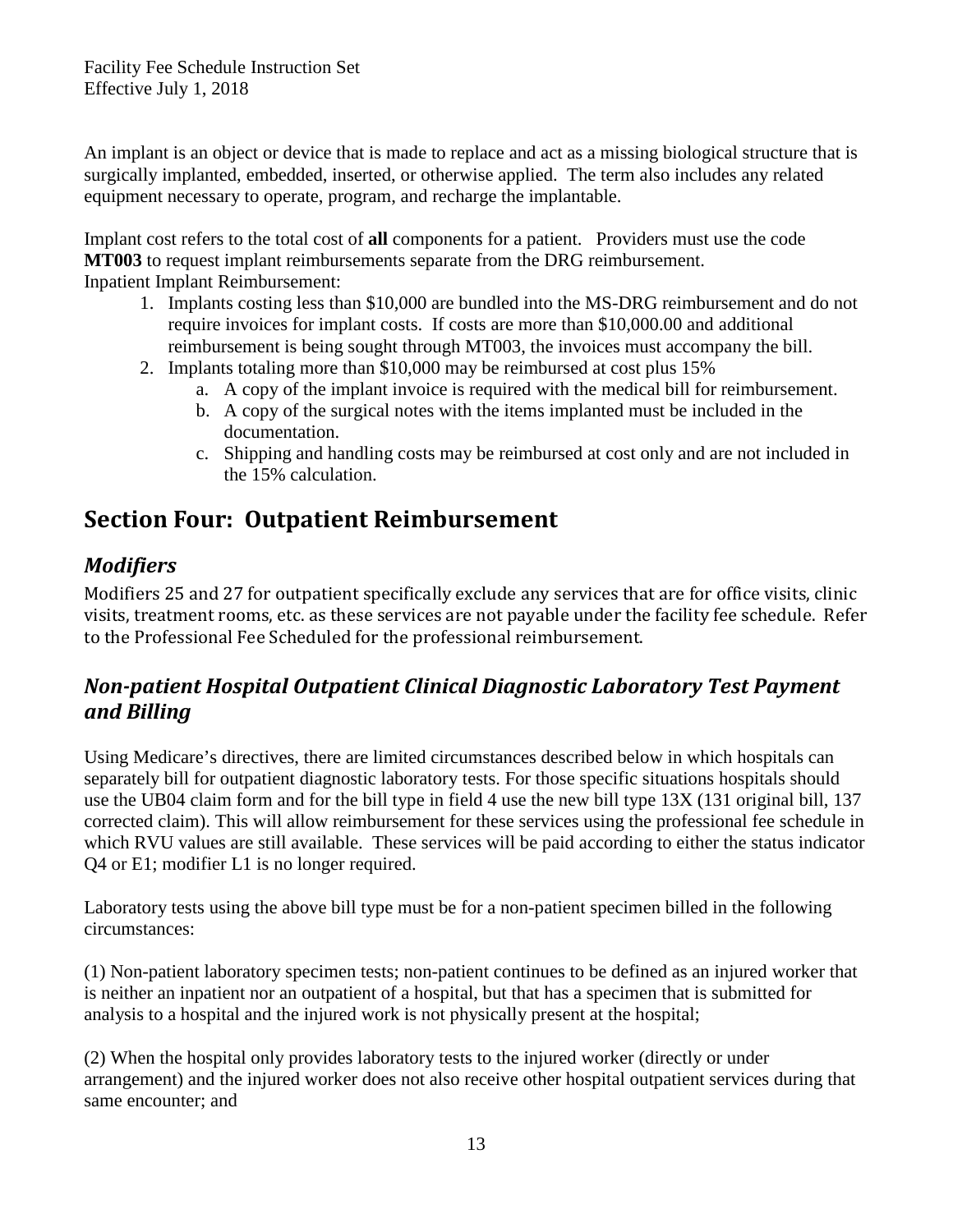An implant is an object or device that is made to replace and act as a missing biological structure that is surgically implanted, embedded, inserted, or otherwise applied. The term also includes any related equipment necessary to operate, program, and recharge the implantable.

Implant cost refers to the total cost of **all** components for a patient. Providers must use the code **MT003** to request implant reimbursements separate from the DRG reimbursement.
Inpatient Implant Reimbursement:

1. Implants costing less than $10,000 are bundled into the MS-DRG reimbursement and do not require invoices for implant costs. If costs are more than $10,000.00 and additional reimbursement is being sought through MT003, the invoices must accompany the bill.
2. Implants totaling more than $10,000 may be reimbursed at cost plus 15%
   a. A copy of the implant invoice is required with the medical bill for reimbursement.
   b. A copy of the surgical notes with the items implanted must be included in the documentation.
   c. Shipping and handling costs may be reimbursed at cost only and are not included in the 15% calculation.

# Section Four: Outpatient Reimbursement

## *Modifiers*

Modifiers 25 and 27 for outpatient specifically exclude any services that are for office visits, clinic visits, treatment rooms, etc. as these services are not payable under the facility fee schedule. Refer to the Professional Fee Scheduled for the professional reimbursement.

## *Non-patient Hospital Outpatient Clinical Diagnostic Laboratory Test Payment and Billing*

Using Medicare's directives, there are limited circumstances described below in which hospitals can separately bill for outpatient diagnostic laboratory tests. For those specific situations hospitals should use the UB04 claim form and for the bill type in field 4 use the new bill type 13X (131 original bill, 137 corrected claim). This will allow reimbursement for these services using the professional fee schedule in which RVU values are still available. These services will be paid according to either the status indicator Q4 or E1; modifier L1 is no longer required.

Laboratory tests using the above bill type must be for a non-patient specimen billed in the following circumstances:

(1) Non-patient laboratory specimen tests; non-patient continues to be defined as an injured worker that is neither an inpatient nor an outpatient of a hospital, but that has a specimen that is submitted for analysis to a hospital and the injured work is not physically present at the hospital;

(2) When the hospital only provides laboratory tests to the injured worker (directly or under arrangement) and the injured worker does not also receive other hospital outpatient services during that same encounter; and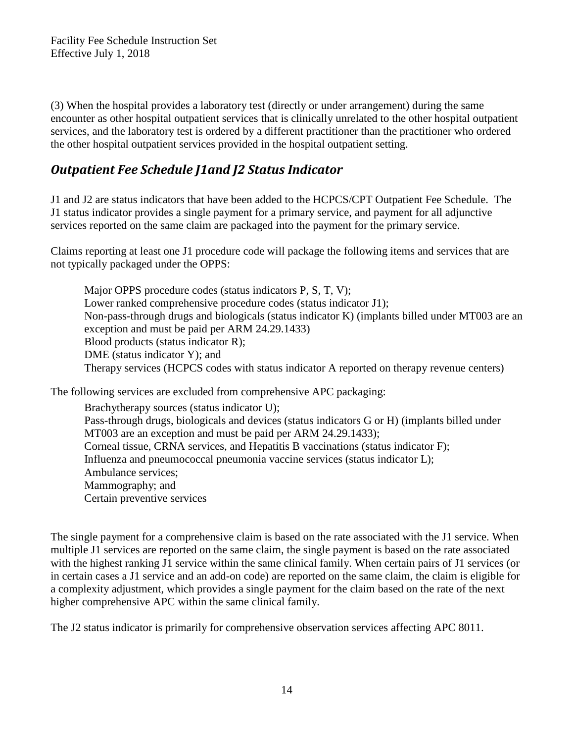(3) When the hospital provides a laboratory test (directly or under arrangement) during the same encounter as other hospital outpatient services that is clinically unrelated to the other hospital outpatient services, and the laboratory test is ordered by a different practitioner than the practitioner who ordered the other hospital outpatient services provided in the hospital outpatient setting.

## *Outpatient Fee Schedule J1and J2 Status Indicator*

J1 and J2 are status indicators that have been added to the HCPCS/CPT Outpatient Fee Schedule. The J1 status indicator provides a single payment for a primary service, and payment for all adjunctive services reported on the same claim are packaged into the payment for the primary service.

Claims reporting at least one J1 procedure code will package the following items and services that are not typically packaged under the OPPS:

> Major OPPS procedure codes (status indicators P, S, T, V);
> Lower ranked comprehensive procedure codes (status indicator J1);
> Non-pass-through drugs and biologicals (status indicator K) (implants billed under MT003 are an exception and must be paid per ARM 24.29.1433)
> Blood products (status indicator R);
> DME (status indicator Y); and
> Therapy services (HCPCS codes with status indicator A reported on therapy revenue centers)

The following services are excluded from comprehensive APC packaging:

> Brachytherapy sources (status indicator U);
> Pass-through drugs, biologicals and devices (status indicators G or H) (implants billed under MT003 are an exception and must be paid per ARM 24.29.1433);
> Corneal tissue, CRNA services, and Hepatitis B vaccinations (status indicator F);
> Influenza and pneumococcal pneumonia vaccine services (status indicator L);
> Ambulance services;
> Mammography; and
> Certain preventive services

The single payment for a comprehensive claim is based on the rate associated with the J1 service. When multiple J1 services are reported on the same claim, the single payment is based on the rate associated with the highest ranking J1 service within the same clinical family. When certain pairs of J1 services (or in certain cases a J1 service and an add-on code) are reported on the same claim, the claim is eligible for a complexity adjustment, which provides a single payment for the claim based on the rate of the next higher comprehensive APC within the same clinical family.

The J2 status indicator is primarily for comprehensive observation services affecting APC 8011.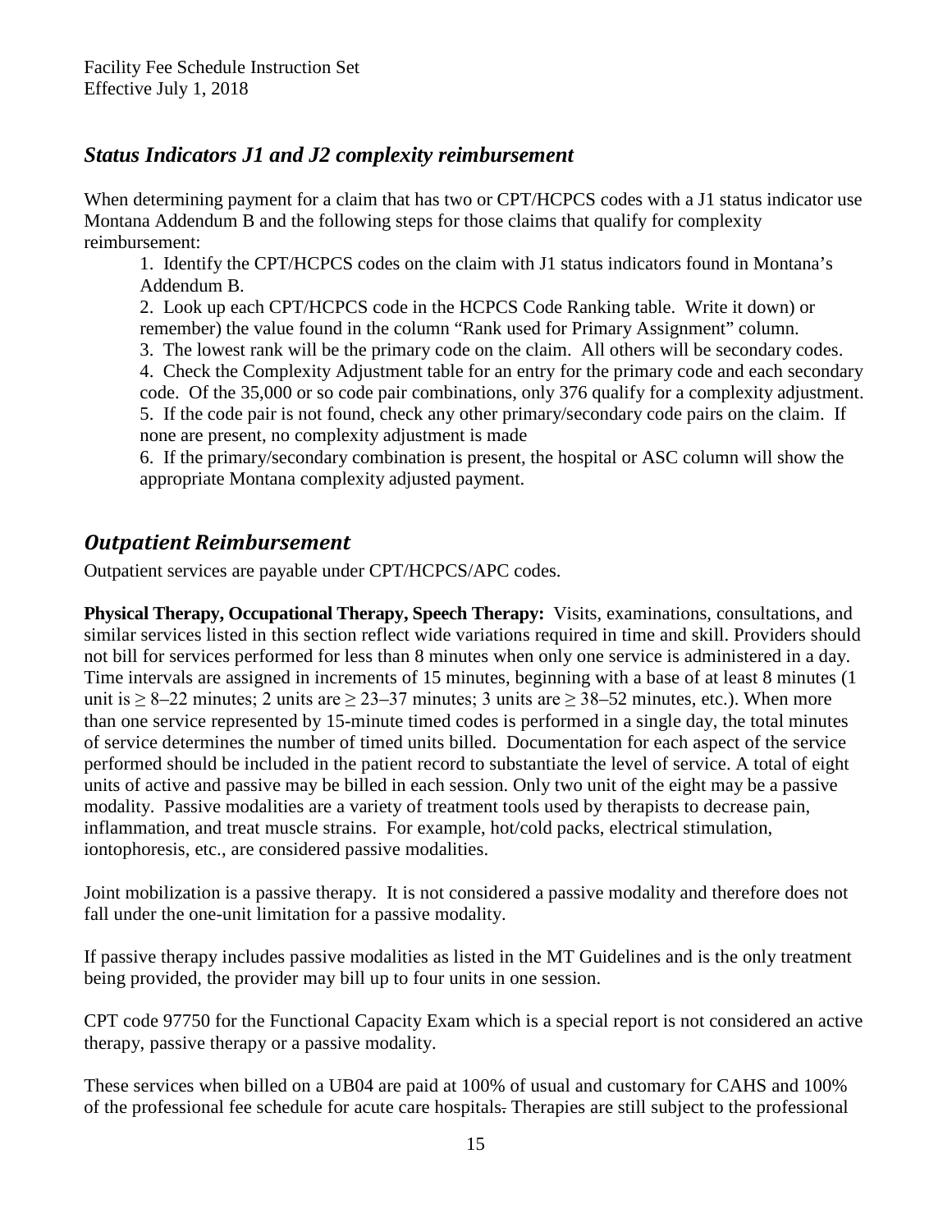## *Status Indicators J1 and J2 complexity reimbursement*

When determining payment for a claim that has two or CPT/HCPCS codes with a J1 status indicator use Montana Addendum B and the following steps for those claims that qualify for complexity reimbursement:

1. Identify the CPT/HCPCS codes on the claim with J1 status indicators found in Montana's Addendum B.
2. Look up each CPT/HCPCS code in the HCPCS Code Ranking table. Write it down) or remember) the value found in the column "Rank used for Primary Assignment" column.
3. The lowest rank will be the primary code on the claim. All others will be secondary codes.
4. Check the Complexity Adjustment table for an entry for the primary code and each secondary code. Of the 35,000 or so code pair combinations, only 376 qualify for a complexity adjustment.
5. If the code pair is not found, check any other primary/secondary code pairs on the claim. If none are present, no complexity adjustment is made
6. If the primary/secondary combination is present, the hospital or ASC column will show the appropriate Montana complexity adjusted payment.

## *Outpatient Reimbursement*

Outpatient services are payable under CPT/HCPCS/APC codes.

**Physical Therapy, Occupational Therapy, Speech Therapy:** Visits, examinations, consultations, and similar services listed in this section reflect wide variations required in time and skill. Providers should not bill for services performed for less than 8 minutes when only one service is administered in a day. Time intervals are assigned in increments of 15 minutes, beginning with a base of at least 8 minutes (1 unit is ≥ 8–22 minutes; 2 units are ≥ 23–37 minutes; 3 units are ≥ 38–52 minutes, etc.). When more than one service represented by 15-minute timed codes is performed in a single day, the total minutes of service determines the number of timed units billed. Documentation for each aspect of the service performed should be included in the patient record to substantiate the level of service. A total of eight units of active and passive may be billed in each session. Only two unit of the eight may be a passive modality. Passive modalities are a variety of treatment tools used by therapists to decrease pain, inflammation, and treat muscle strains. For example, hot/cold packs, electrical stimulation, iontophoresis, etc., are considered passive modalities.

Joint mobilization is a passive therapy. It is not considered a passive modality and therefore does not fall under the one-unit limitation for a passive modality.

If passive therapy includes passive modalities as listed in the MT Guidelines and is the only treatment being provided, the provider may bill up to four units in one session.

CPT code 97750 for the Functional Capacity Exam which is a special report is not considered an active therapy, passive therapy or a passive modality.

These services when billed on a UB04 are paid at 100% of usual and customary for CAHS and 100% of the professional fee schedule for acute care hospitals. Therapies are still subject to the professional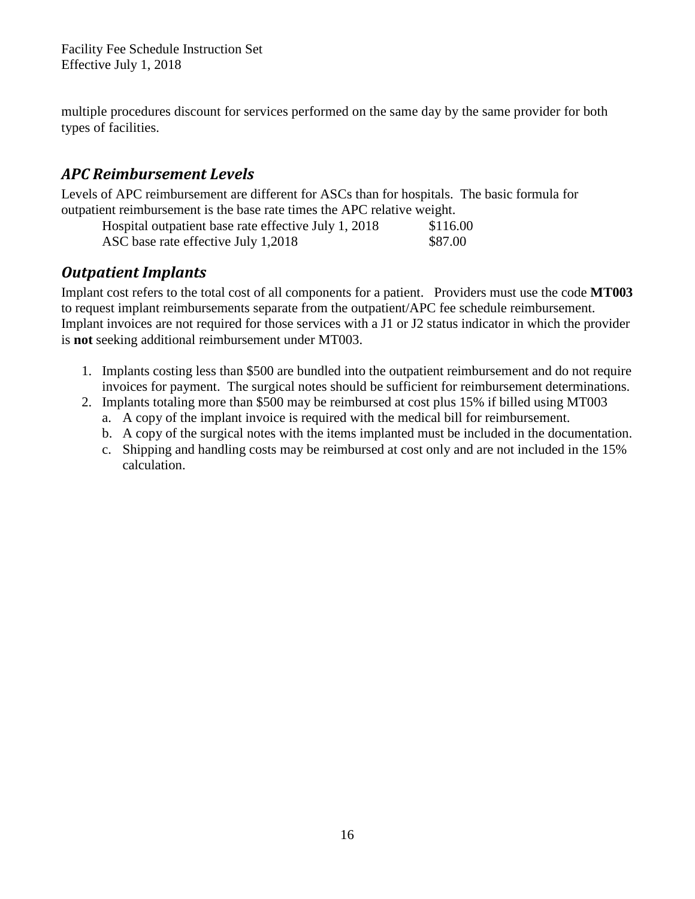multiple procedures discount for services performed on the same day by the same provider for both types of facilities.

## *APC Reimbursement Levels*

Levels of APC reimbursement are different for ASCs than for hospitals. The basic formula for outpatient reimbursement is the base rate times the APC relative weight.

| | |
|---|---|
| Hospital outpatient base rate effective July 1, 2018 | $116.00 |
| ASC base rate effective July 1,2018 | $87.00 |

## *Outpatient Implants*

Implant cost refers to the total cost of all components for a patient. Providers must use the code **MT003** to request implant reimbursements separate from the outpatient/APC fee schedule reimbursement. Implant invoices are not required for those services with a J1 or J2 status indicator in which the provider is **not** seeking additional reimbursement under MT003.

1. Implants costing less than $500 are bundled into the outpatient reimbursement and do not require invoices for payment. The surgical notes should be sufficient for reimbursement determinations.
2. Implants totaling more than $500 may be reimbursed at cost plus 15% if billed using MT003
   a. A copy of the implant invoice is required with the medical bill for reimbursement.
   b. A copy of the surgical notes with the items implanted must be included in the documentation.
   c. Shipping and handling costs may be reimbursed at cost only and are not included in the 15% calculation.